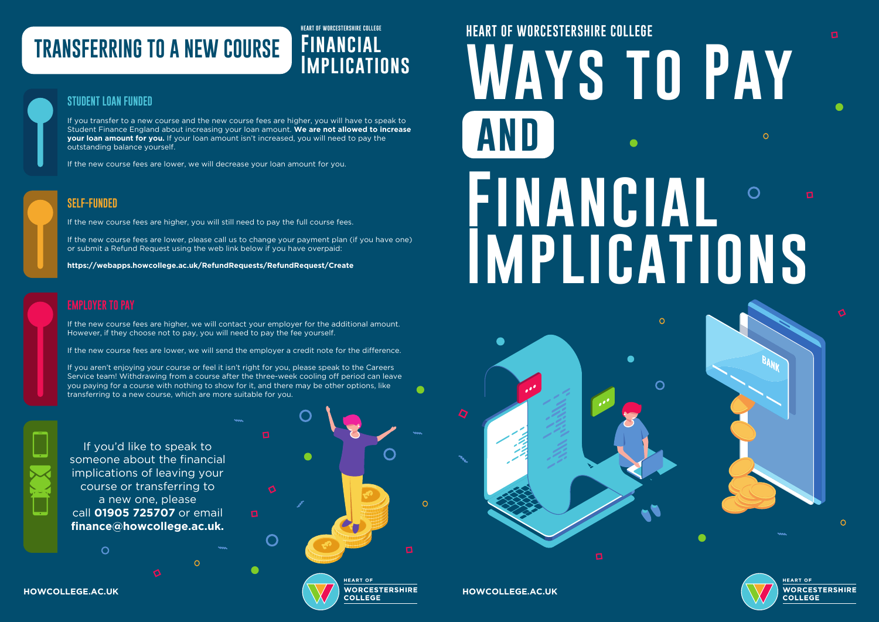# Transferring to a New Course

HEART OF WORCESTERSHIRE COLLEGE

## Financial Implications

### Student Loan Funded

If you transfer to a new course and the new course fees are higher, you will have to speak to Student Finance England about increasing your loan amount. **We are not allowed to increase your loan amount for you.** If your loan amount isn't increased, you will need to pay the outstanding balance yourself.

If the new course fees are lower, we will decrease your loan amount for you.

### Self-Funded

If the new course fees are higher, you will still need to pay the full course fees.

If the new course fees are lower, please call us to change your payment plan (if you have one) or submit a Refund Request using the web link below if you have overpaid:

**https://webapps.howcollege.ac.uk/RefundRequests/RefundRequest/Create**

### Employer to Pay

If the new course fees are higher, we will contact your employer for the additional amount. However, if they choose not to pay, you will need to pay the fee yourself.

If the new course fees are lower, we will send the employer a credit note for the difference.

If you aren't enjoying your course or feel it isn't right for you, please speak to the Careers Service team! Withdrawing from a course after the three-week cooling off period can leave you paying for a course with nothing to show for it, and there may be other options, like transferring to a new course, which are more suitable for you.

If you'd like to speak to someone about the financial implications of leaving your course or transferring to a new one, please call **01905 725707** or email **finance@howcollege.ac.uk.**

HOWCOLLEGE.AC.UK

HEART OF WORCESTERSHIRE COLLEGE

---

HEART OF WORCESTERSHIRE COLLEGE

# Ways to Pay and Financial Implications

HOWCOLLEGE.AC.UK

HEART OF WORCESTERSHIRE COLLEGE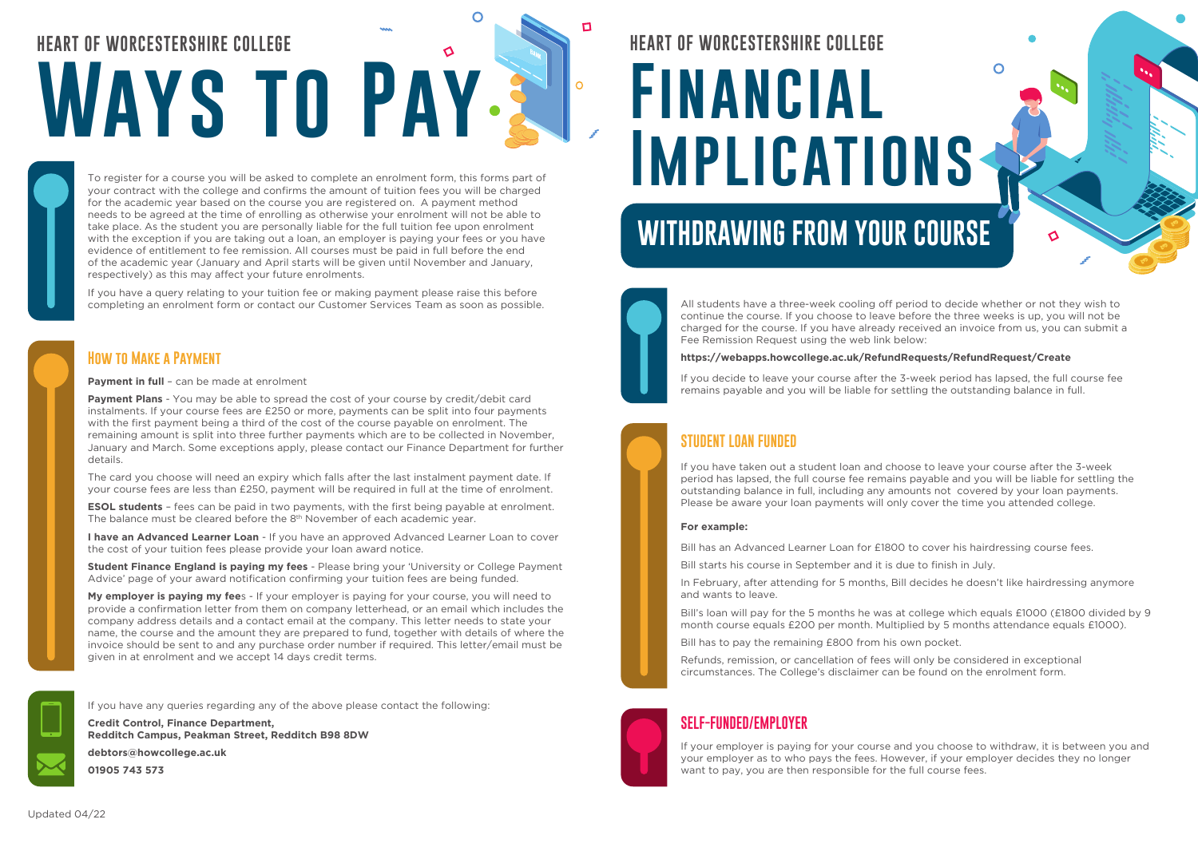# HEART OF WORCESTERSHIRE COLLEGE

# WAYS TO PAY

To register for a course you will be asked to complete an enrolment form, this forms part of your contract with the college and confirms the amount of tuition fees you will be charged for the academic year based on the course you are registered on. A payment method needs to be agreed at the time of enrolling as otherwise your enrolment will not be able to take place. As the student you are personally liable for the full tuition fee upon enrolment with the exception if you are taking out a loan, an employer is paying your fees or you have evidence of entitlement to fee remission. All courses must be paid in full before the end of the academic year (January and April starts will be given until November and January, respectively) as this may affect your future enrolments.

If you have a query relating to your tuition fee or making payment please raise this before completing an enrolment form or contact our Customer Services Team as soon as possible.

## How to Make a Payment

**Payment in full** – can be made at enrolment

**Payment Plans** - You may be able to spread the cost of your course by credit/debit card instalments. If your course fees are £250 or more, payments can be split into four payments with the first payment being a third of the cost of the course payable on enrolment. The remaining amount is split into three further payments which are to be collected in November, January and March. Some exceptions apply, please contact our Finance Department for further details.

The card you choose will need an expiry which falls after the last instalment payment date. If your course fees are less than £250, payment will be required in full at the time of enrolment.

**ESOL students** – fees can be paid in two payments, with the first being payable at enrolment. The balance must be cleared before the 8th November of each academic year.

**I have an Advanced Learner Loan** - If you have an approved Advanced Learner Loan to cover the cost of your tuition fees please provide your loan award notice.

**Student Finance England is paying my fees** - Please bring your 'University or College Payment Advice' page of your award notification confirming your tuition fees are being funded.

**My employer is paying my fees** - If your employer is paying for your course, you will need to provide a confirmation letter from them on company letterhead, or an email which includes the company address details and a contact email at the company. This letter needs to state your name, the course and the amount they are prepared to fund, together with details of where the invoice should be sent to and any purchase order number if required. This letter/email must be given in at enrolment and we accept 14 days credit terms.

If you have any queries regarding any of the above please contact the following:

**Credit Control, Finance Department,**
**Redditch Campus, Peakman Street, Redditch B98 8DW**

**debtors@howcollege.ac.uk**

**01905 743 573**

Updated 04/22

# HEART OF WORCESTERSHIRE COLLEGE

# FINANCIAL IMPLICATIONS

## WITHDRAWING FROM YOUR COURSE

All students have a three-week cooling off period to decide whether or not they wish to continue the course. If you choose to leave before the three weeks is up, you will not be charged for the course. If you have already received an invoice from us, you can submit a Fee Remission Request using the web link below:

**https://webapps.howcollege.ac.uk/RefundRequests/RefundRequest/Create**

If you decide to leave your course after the 3-week period has lapsed, the full course fee remains payable and you will be liable for settling the outstanding balance in full.

## STUDENT LOAN FUNDED

If you have taken out a student loan and choose to leave your course after the 3-week period has lapsed, the full course fee remains payable and you will be liable for settling the outstanding balance in full, including any amounts not covered by your loan payments. Please be aware your loan payments will only cover the time you attended college.

**For example:**

Bill has an Advanced Learner Loan for £1800 to cover his hairdressing course fees.

Bill starts his course in September and it is due to finish in July.

In February, after attending for 5 months, Bill decides he doesn't like hairdressing anymore and wants to leave.

Bill's loan will pay for the 5 months he was at college which equals £1000 (£1800 divided by 9 month course equals £200 per month. Multiplied by 5 months attendance equals £1000).

Bill has to pay the remaining £800 from his own pocket.

Refunds, remission, or cancellation of fees will only be considered in exceptional circumstances. The College's disclaimer can be found on the enrolment form.

## SELF-FUNDED/EMPLOYER

If your employer is paying for your course and you choose to withdraw, it is between you and your employer as to who pays the fees. However, if your employer decides they no longer want to pay, you are then responsible for the full course fees.